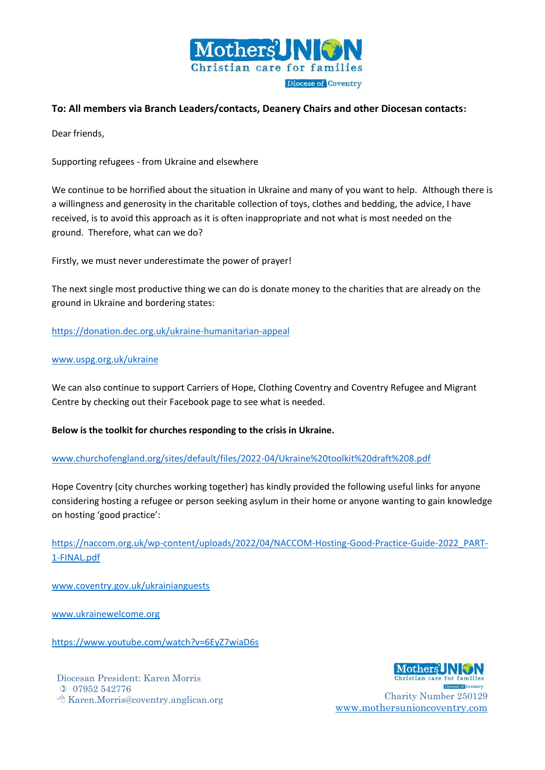**To: All members via Branch Leaders/contacts, Deanery Chairs and other Diocesan contacts:**

Dear friends,

Supporting refugees - from Ukraine and elsewhere

We continue to be horrified about the situation in Ukraine and many of you want to help. Although there is a willingness and generosity in the charitable collection of toys, clothes and bedding, the advice, I have received, is to avoid this approach as it is often inappropriate and not what is most needed on the ground. Therefore, what can we do?

Firstly, we must never underestimate the power of prayer!

The next single most productive thing we can do is donate money to the charities that are already on the ground in Ukraine and bordering states:

https://donation.dec.org.uk/ukraine-humanitarian-appeal

www.uspg.org.uk/ukraine

We can also continue to support Carriers of Hope, Clothing Coventry and Coventry Refugee and Migrant Centre by checking out their Facebook page to see what is needed.

**Below is the toolkit for churches responding to the crisis in Ukraine.**

www.churchofengland.org/sites/default/files/2022-04/Ukraine%20toolkit%20draft%208.pdf

Hope Coventry (city churches working together) has kindly provided the following useful links for anyone considering hosting a refugee or person seeking asylum in their home or anyone wanting to gain knowledge on hosting 'good practice':

https://naccom.org.uk/wp-content/uploads/2022/04/NACCOM-Hosting-Good-Practice-Guide-2022_PART-1-FINAL.pdf

www.coventry.gov.uk/ukrainianguests

www.ukrainewelcome.org

https://www.youtube.com/watch?v=6EyZ7wiaD6s

Diocesan President: Karen Morris
07952 542776
Karen.Morris@coventry.anglican.org

Charity Number 250129
www.mothersunioncoventry.com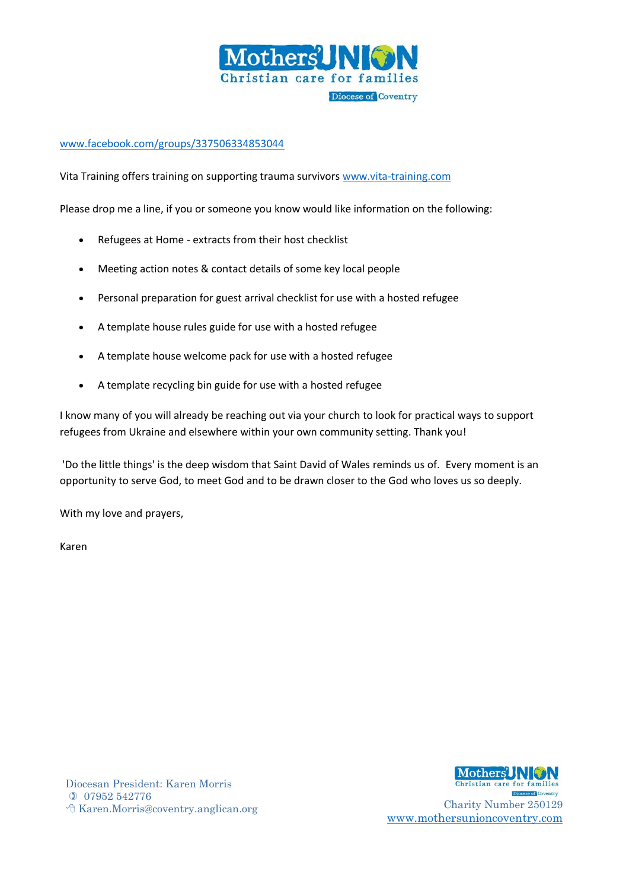www.facebook.com/groups/337506334853044

Vita Training offers training on supporting trauma survivors www.vita-training.com

Please drop me a line, if you or someone you know would like information on the following:

- Refugees at Home - extracts from their host checklist
- Meeting action notes & contact details of some key local people
- Personal preparation for guest arrival checklist for use with a hosted refugee
- A template house rules guide for use with a hosted refugee
- A template house welcome pack for use with a hosted refugee
- A template recycling bin guide for use with a hosted refugee

I know many of you will already be reaching out via your church to look for practical ways to support refugees from Ukraine and elsewhere within your own community setting. Thank you!

'Do the little things' is the deep wisdom that Saint David of Wales reminds us of. Every moment is an opportunity to serve God, to meet God and to be drawn closer to the God who loves us so deeply.

With my love and prayers,

Karen

Diocesan President: Karen Morris
07952 542776
Karen.Morris@coventry.anglican.org

Charity Number 250129
www.mothersunioncoventry.com